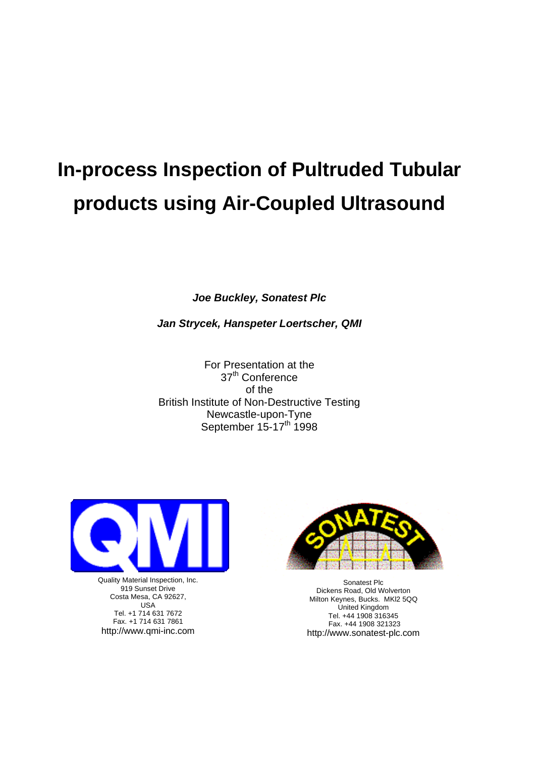# In-process Inspection of Pultruded Tubular products using Air-Coupled Ultrasound

***Joe Buckley, Sonatest Plc***

***Jan Strycek, Hanspeter Loertscher, QMI***

For Presentation at the
37th Conference
of the
British Institute of Non-Destructive Testing
Newcastle-upon-Tyne
September 15-17th 1998

Quality Material Inspection, Inc.
919 Sunset Drive
Costa Mesa, CA 92627,
USA
Tel. +1 714 631 7672
Fax. +1 714 631 7861
http://www.qmi-inc.com

Sonatest Plc
Dickens Road, Old Wolverton
Milton Keynes, Bucks. MKl2 5QQ
United Kingdom
Tel. +44 1908 316345
Fax. +44 1908 321323
http://www.sonatest-plc.com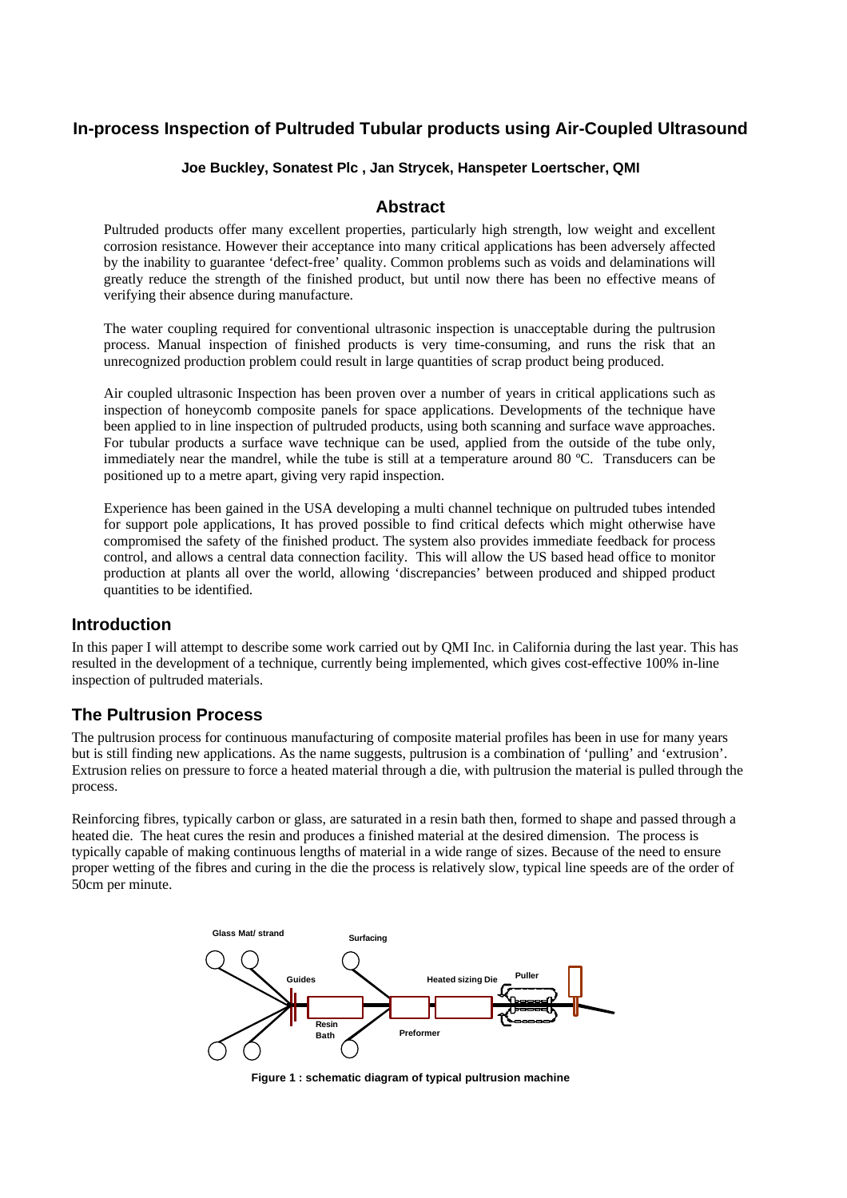# In-process Inspection of Pultruded Tubular products using Air-Coupled Ultrasound

**Joe Buckley, Sonatest Plc , Jan Strycek, Hanspeter Loertscher, QMI**

## Abstract

Pultruded products offer many excellent properties, particularly high strength, low weight and excellent corrosion resistance. However their acceptance into many critical applications has been adversely affected by the inability to guarantee 'defect-free' quality. Common problems such as voids and delaminations will greatly reduce the strength of the finished product, but until now there has been no effective means of verifying their absence during manufacture.

The water coupling required for conventional ultrasonic inspection is unacceptable during the pultrusion process. Manual inspection of finished products is very time-consuming, and runs the risk that an unrecognized production problem could result in large quantities of scrap product being produced.

Air coupled ultrasonic Inspection has been proven over a number of years in critical applications such as inspection of honeycomb composite panels for space applications. Developments of the technique have been applied to in line inspection of pultruded products, using both scanning and surface wave approaches. For tubular products a surface wave technique can be used, applied from the outside of the tube only, immediately near the mandrel, while the tube is still at a temperature around 80 ºC. Transducers can be positioned up to a metre apart, giving very rapid inspection.

Experience has been gained in the USA developing a multi channel technique on pultruded tubes intended for support pole applications, It has proved possible to find critical defects which might otherwise have compromised the safety of the finished product. The system also provides immediate feedback for process control, and allows a central data connection facility. This will allow the US based head office to monitor production at plants all over the world, allowing 'discrepancies' between produced and shipped product quantities to be identified.

## Introduction

In this paper I will attempt to describe some work carried out by QMI Inc. in California during the last year. This has resulted in the development of a technique, currently being implemented, which gives cost-effective 100% in-line inspection of pultruded materials.

## The Pultrusion Process

The pultrusion process for continuous manufacturing of composite material profiles has been in use for many years but is still finding new applications. As the name suggests, pultrusion is a combination of 'pulling' and 'extrusion'. Extrusion relies on pressure to force a heated material through a die, with pultrusion the material is pulled through the process.

Reinforcing fibres, typically carbon or glass, are saturated in a resin bath then, formed to shape and passed through a heated die. The heat cures the resin and produces a finished material at the desired dimension. The process is typically capable of making continuous lengths of material in a wide range of sizes. Because of the need to ensure proper wetting of the fibres and curing in the die the process is relatively slow, typical line speeds are of the order of 50cm per minute.

**Figure 1 : schematic diagram of typical pultrusion machine**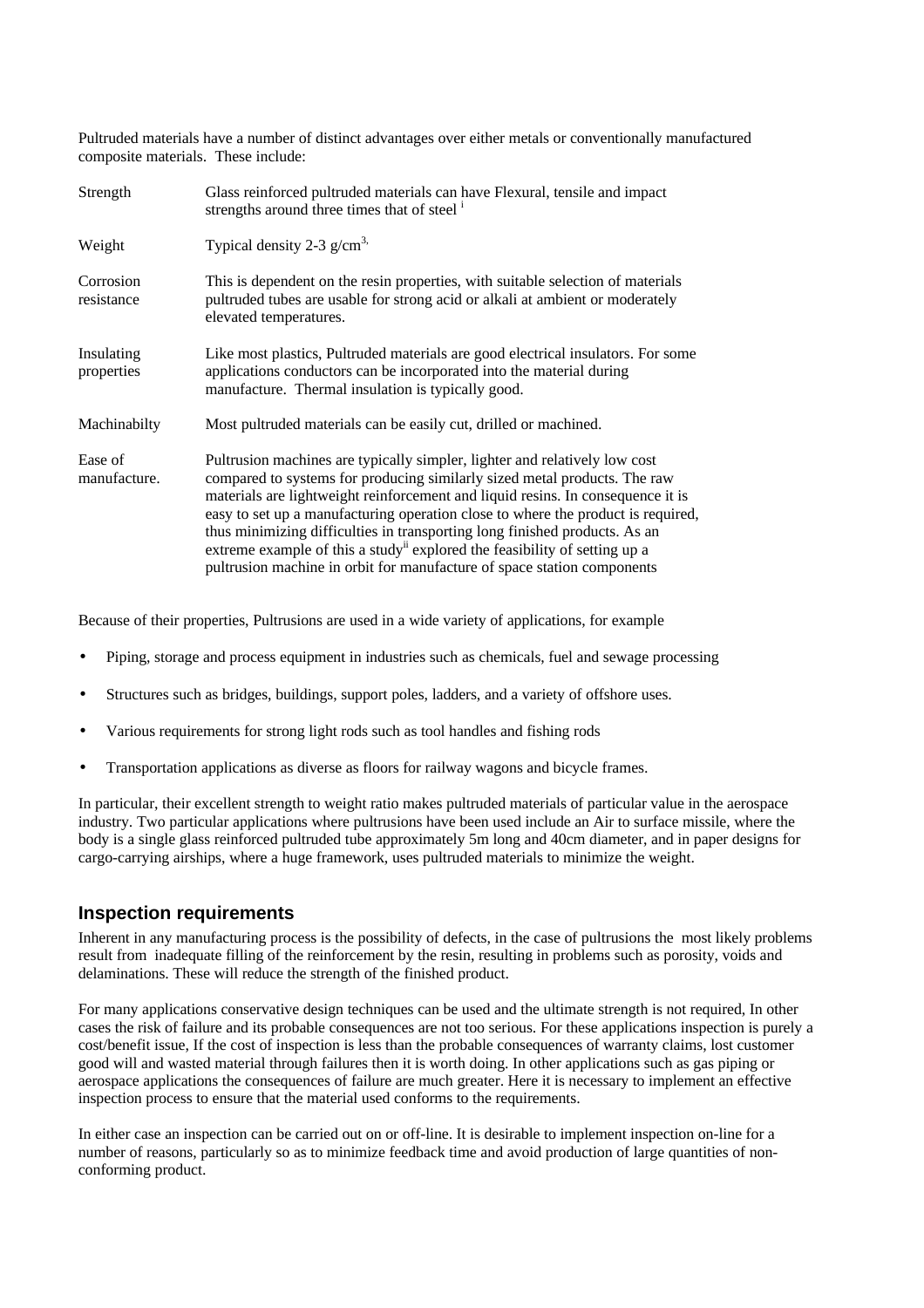Pultruded materials have a number of distinct advantages over either metals or conventionally manufactured composite materials. These include:

| | |
|---|---|
| Strength | Glass reinforced pultruded materials can have Flexural, tensile and impact strengths around three times that of steel [i] |
| Weight | Typical density 2-3 $g/cm^3$, |
| Corrosion resistance | This is dependent on the resin properties, with suitable selection of materials pultruded tubes are usable for strong acid or alkali at ambient or moderately elevated temperatures. |
| Insulating properties | Like most plastics, Pultruded materials are good electrical insulators. For some applications conductors can be incorporated into the material during manufacture. Thermal insulation is typically good. |
| Machinabilty | Most pultruded materials can be easily cut, drilled or machined. |
| Ease of manufacture. | Pultrusion machines are typically simpler, lighter and relatively low cost compared to systems for producing similarly sized metal products. The raw materials are lightweight reinforcement and liquid resins. In consequence it is easy to set up a manufacturing operation close to where the product is required, thus minimizing difficulties in transporting long finished products. As an extreme example of this a study[ii] explored the feasibility of setting up a pultrusion machine in orbit for manufacture of space station components |

Because of their properties, Pultrusions are used in a wide variety of applications, for example

- Piping, storage and process equipment in industries such as chemicals, fuel and sewage processing
- Structures such as bridges, buildings, support poles, ladders, and a variety of offshore uses.
- Various requirements for strong light rods such as tool handles and fishing rods
- Transportation applications as diverse as floors for railway wagons and bicycle frames.

In particular, their excellent strength to weight ratio makes pultruded materials of particular value in the aerospace industry. Two particular applications where pultrusions have been used include an Air to surface missile, where the body is a single glass reinforced pultruded tube approximately 5m long and 40cm diameter, and in paper designs for cargo-carrying airships, where a huge framework, uses pultruded materials to minimize the weight.

## Inspection requirements

Inherent in any manufacturing process is the possibility of defects, in the case of pultrusions the most likely problems result from inadequate filling of the reinforcement by the resin, resulting in problems such as porosity, voids and delaminations. These will reduce the strength of the finished product.

For many applications conservative design techniques can be used and the ultimate strength is not required, In other cases the risk of failure and its probable consequences are not too serious. For these applications inspection is purely a cost/benefit issue, If the cost of inspection is less than the probable consequences of warranty claims, lost customer good will and wasted material through failures then it is worth doing. In other applications such as gas piping or aerospace applications the consequences of failure are much greater. Here it is necessary to implement an effective inspection process to ensure that the material used conforms to the requirements.

In either case an inspection can be carried out on or off-line. It is desirable to implement inspection on-line for a number of reasons, particularly so as to minimize feedback time and avoid production of large quantities of non-conforming product.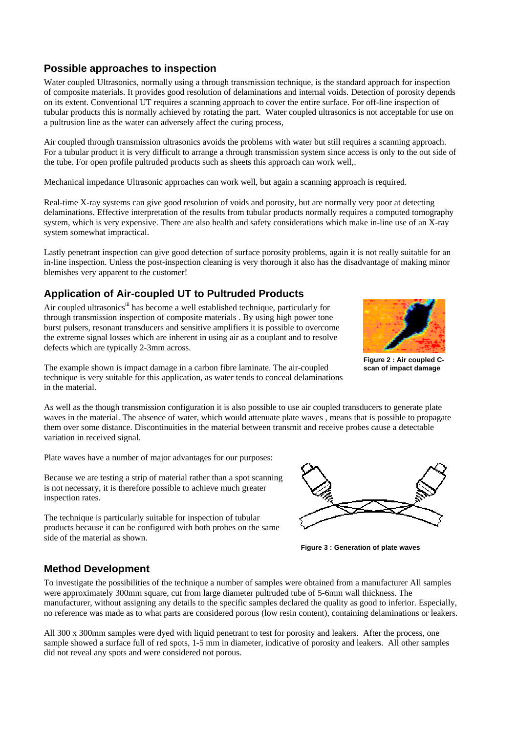## Possible approaches to inspection

Water coupled Ultrasonics, normally using a through transmission technique, is the standard approach for inspection of composite materials. It provides good resolution of delaminations and internal voids. Detection of porosity depends on its extent. Conventional UT requires a scanning approach to cover the entire surface. For off-line inspection of tubular products this is normally achieved by rotating the part. Water coupled ultrasonics is not acceptable for use on a pultrusion line as the water can adversely affect the curing process,

Air coupled through transmission ultrasonics avoids the problems with water but still requires a scanning approach. For a tubular product it is very difficult to arrange a through transmission system since access is only to the out side of the tube. For open profile pultruded products such as sheets this approach can work well,.

Mechanical impedance Ultrasonic approaches can work well, but again a scanning approach is required.

Real-time X-ray systems can give good resolution of voids and porosity, but are normally very poor at detecting delaminations. Effective interpretation of the results from tubular products normally requires a computed tomography system, which is very expensive. There are also health and safety considerations which make in-line use of an X-ray system somewhat impractical.

Lastly penetrant inspection can give good detection of surface porosity problems, again it is not really suitable for an in-line inspection. Unless the post-inspection cleaning is very thorough it also has the disadvantage of making minor blemishes very apparent to the customer!

## Application of Air-coupled UT to Pultruded Products

Air coupled ultrasonics[iii] has become a well established technique, particularly for through transmission inspection of composite materials . By using high power tone burst pulsers, resonant transducers and sensitive amplifiers it is possible to overcome the extreme signal losses which are inherent in using air as a couplant and to resolve defects which are typically 2-3mm across.

The example shown is impact damage in a carbon fibre laminate. The air-coupled technique is very suitable for this application, as water tends to conceal delaminations in the material.

**Figure 2 : Air coupled C-scan of impact damage**

As well as the though transmission configuration it is also possible to use air coupled transducers to generate plate waves in the material. The absence of water, which would attenuate plate waves , means that is possible to propagate them over some distance. Discontinuities in the material between transmit and receive probes cause a detectable variation in received signal.

Plate waves have a number of major advantages for our purposes:

Because we are testing a strip of material rather than a spot scanning is not necessary, it is therefore possible to achieve much greater inspection rates.

The technique is particularly suitable for inspection of tubular products because it can be configured with both probes on the same side of the material as shown.

**Figure 3 : Generation of plate waves**

## Method Development

To investigate the possibilities of the technique a number of samples were obtained from a manufacturer All samples were approximately 300mm square, cut from large diameter pultruded tube of 5-6mm wall thickness. The manufacturer, without assigning any details to the specific samples declared the quality as good to inferior. Especially, no reference was made as to what parts are considered porous (low resin content), containing delaminations or leakers.

All 300 x 300mm samples were dyed with liquid penetrant to test for porosity and leakers. After the process, one sample showed a surface full of red spots, 1-5 mm in diameter, indicative of porosity and leakers. All other samples did not reveal any spots and were considered not porous.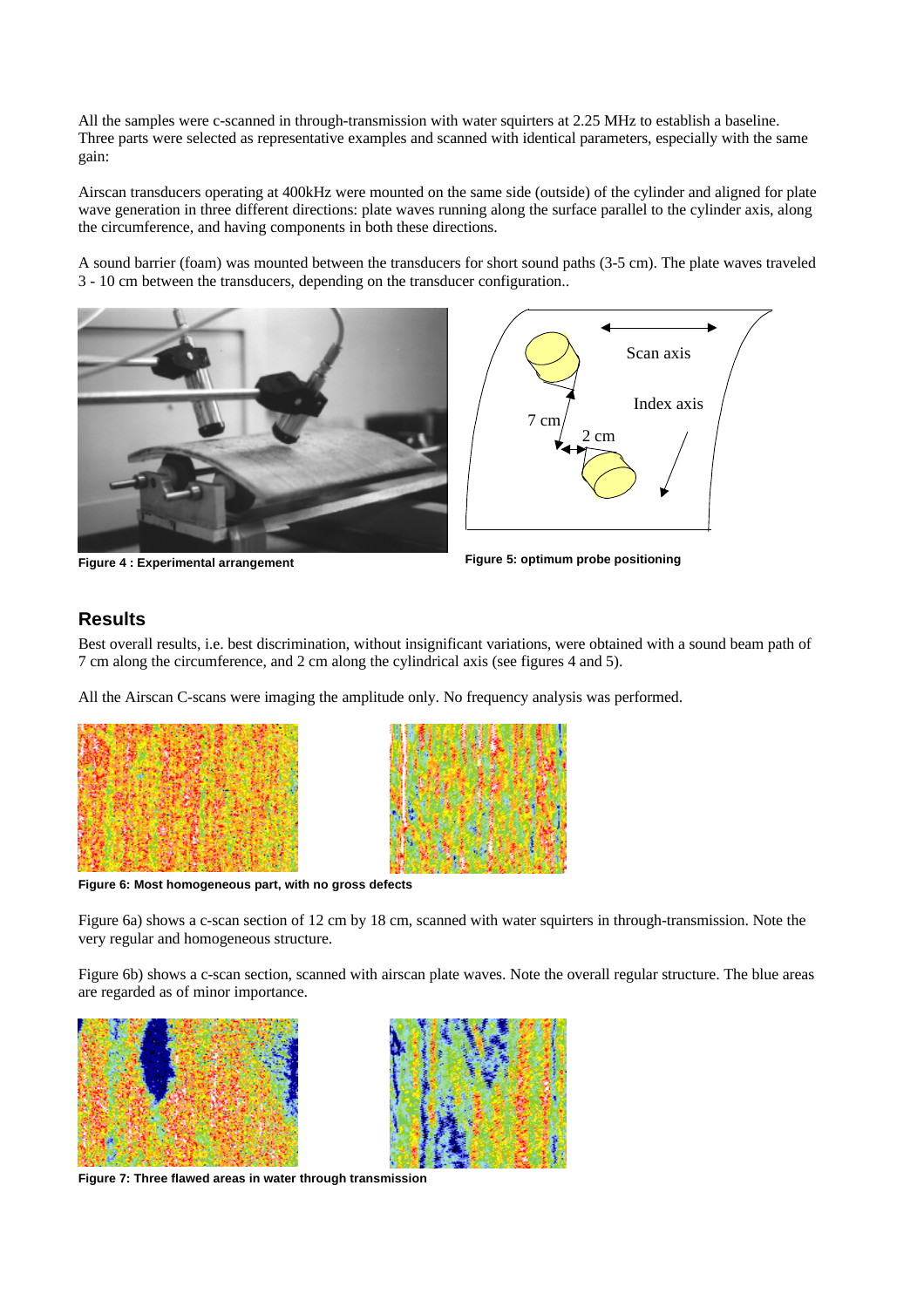All the samples were c-scanned in through-transmission with water squirters at 2.25 MHz to establish a baseline. Three parts were selected as representative examples and scanned with identical parameters, especially with the same gain:

Airscan transducers operating at 400kHz were mounted on the same side (outside) of the cylinder and aligned for plate wave generation in three different directions: plate waves running along the surface parallel to the cylinder axis, along the circumference, and having components in both these directions.

A sound barrier (foam) was mounted between the transducers for short sound paths (3-5 cm). The plate waves traveled 3 - 10 cm between the transducers, depending on the transducer configuration..

**Figure 4 : Experimental arrangement**

**Figure 5: optimum probe positioning**

## Results

Best overall results, i.e. best discrimination, without insignificant variations, were obtained with a sound beam path of 7 cm along the circumference, and 2 cm along the cylindrical axis (see figures 4 and 5).

All the Airscan C-scans were imaging the amplitude only. No frequency analysis was performed.

**Figure 6: Most homogeneous part, with no gross defects**

Figure 6a) shows a c-scan section of 12 cm by 18 cm, scanned with water squirters in through-transmission. Note the very regular and homogeneous structure.

Figure 6b) shows a c-scan section, scanned with airscan plate waves. Note the overall regular structure. The blue areas are regarded as of minor importance.

**Figure 7: Three flawed areas in water through transmission**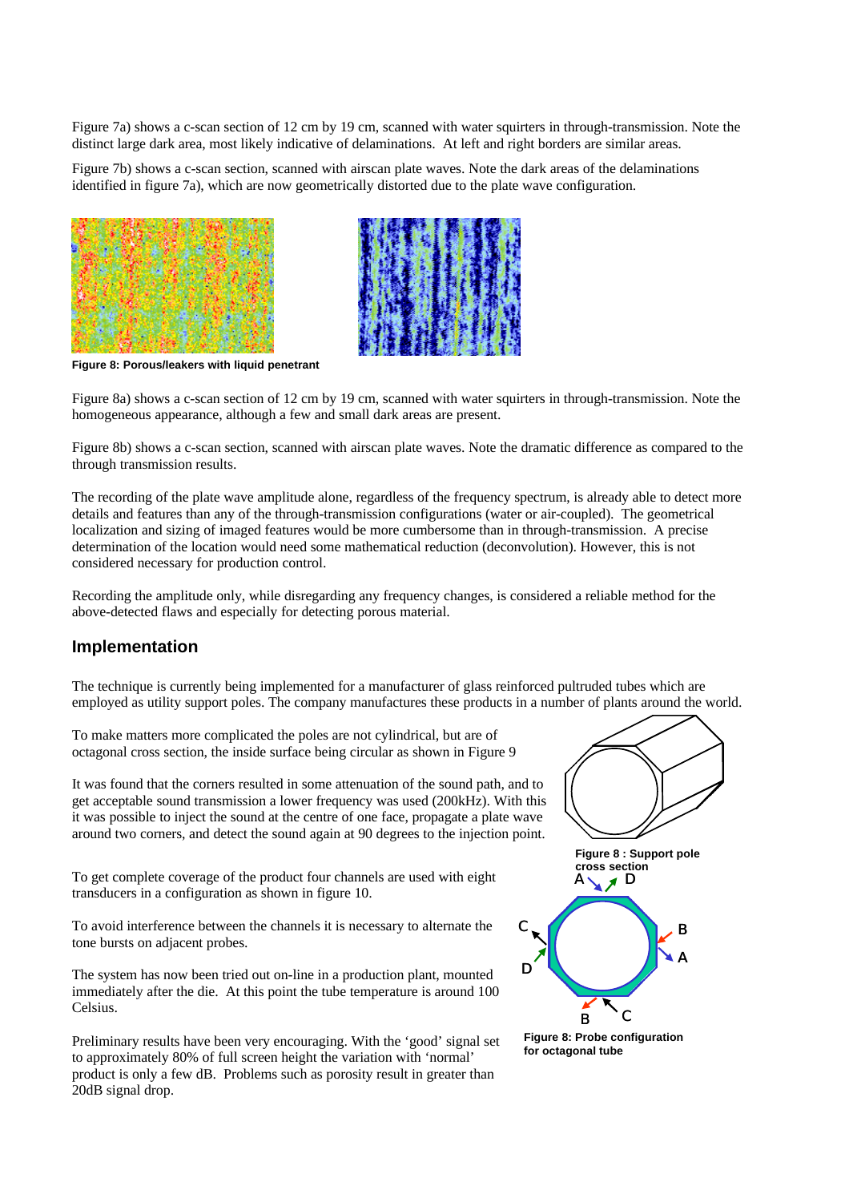Figure 7a) shows a c-scan section of 12 cm by 19 cm, scanned with water squirters in through-transmission. Note the distinct large dark area, most likely indicative of delaminations. At left and right borders are similar areas.

Figure 7b) shows a c-scan section, scanned with airscan plate waves. Note the dark areas of the delaminations identified in figure 7a), which are now geometrically distorted due to the plate wave configuration.

**Figure 8: Porous/leakers with liquid penetrant**

Figure 8a) shows a c-scan section of 12 cm by 19 cm, scanned with water squirters in through-transmission. Note the homogeneous appearance, although a few and small dark areas are present.

Figure 8b) shows a c-scan section, scanned with airscan plate waves. Note the dramatic difference as compared to the through transmission results.

The recording of the plate wave amplitude alone, regardless of the frequency spectrum, is already able to detect more details and features than any of the through-transmission configurations (water or air-coupled). The geometrical localization and sizing of imaged features would be more cumbersome than in through-transmission. A precise determination of the location would need some mathematical reduction (deconvolution). However, this is not considered necessary for production control.

Recording the amplitude only, while disregarding any frequency changes, is considered a reliable method for the above-detected flaws and especially for detecting porous material.

## Implementation

The technique is currently being implemented for a manufacturer of glass reinforced pultruded tubes which are employed as utility support poles. The company manufactures these products in a number of plants around the world.

To make matters more complicated the poles are not cylindrical, but are of octagonal cross section, the inside surface being circular as shown in Figure 9

It was found that the corners resulted in some attenuation of the sound path, and to get acceptable sound transmission a lower frequency was used (200kHz). With this it was possible to inject the sound at the centre of one face, propagate a plate wave around two corners, and detect the sound again at 90 degrees to the injection point.

**Figure 8 : Support pole cross section**

To get complete coverage of the product four channels are used with eight transducers in a configuration as shown in figure 10.

To avoid interference between the channels it is necessary to alternate the tone bursts on adjacent probes.

The system has now been tried out on-line in a production plant, mounted immediately after the die. At this point the tube temperature is around 100 Celsius.

Preliminary results have been very encouraging. With the 'good' signal set to approximately 80% of full screen height the variation with 'normal' product is only a few dB. Problems such as porosity result in greater than 20dB signal drop.

**Figure 8: Probe configuration for octagonal tube**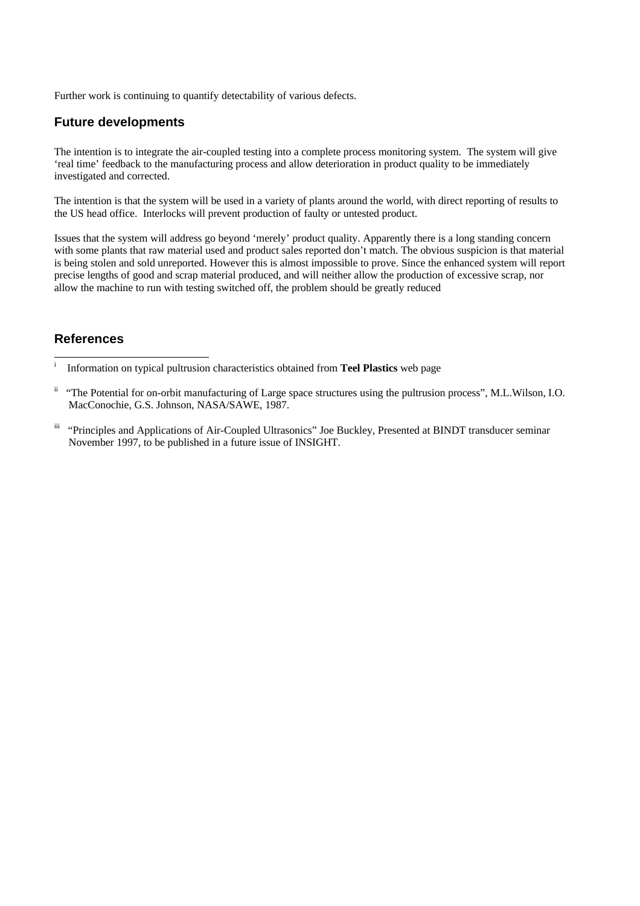Further work is continuing to quantify detectability of various defects.

## Future developments

The intention is to integrate the air-coupled testing into a complete process monitoring system. The system will give 'real time' feedback to the manufacturing process and allow deterioration in product quality to be immediately investigated and corrected.

The intention is that the system will be used in a variety of plants around the world, with direct reporting of results to the US head office. Interlocks will prevent production of faulty or untested product.

Issues that the system will address go beyond 'merely' product quality. Apparently there is a long standing concern with some plants that raw material used and product sales reported don't match. The obvious suspicion is that material is being stolen and sold unreported. However this is almost impossible to prove. Since the enhanced system will report precise lengths of good and scrap material produced, and will neither allow the production of excessive scrap, nor allow the machine to run with testing switched off, the problem should be greatly reduced

## References

[i] Information on typical pultrusion characteristics obtained from **Teel Plastics** web page

[ii] "The Potential for on-orbit manufacturing of Large space structures using the pultrusion process", M.L.Wilson, I.O. MacConochie, G.S. Johnson, NASA/SAWE, 1987.

[iii] "Principles and Applications of Air-Coupled Ultrasonics" Joe Buckley, Presented at BINDT transducer seminar November 1997, to be published in a future issue of INSIGHT.